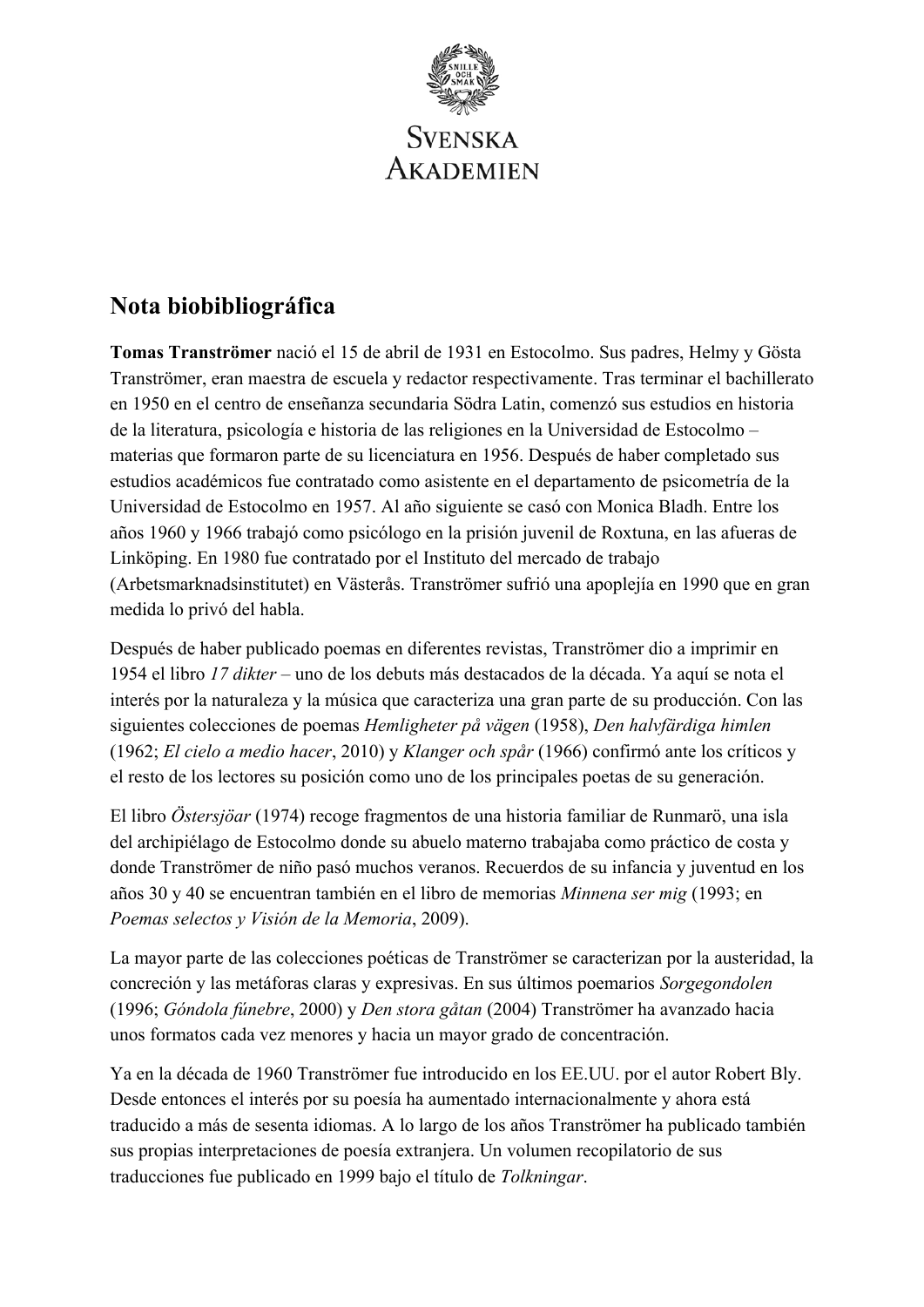Svenska Akademien

## Nota biobibliográfica

**Tomas Tranströmer** nació el 15 de abril de 1931 en Estocolmo. Sus padres, Helmy y Gösta Tranströmer, eran maestra de escuela y redactor respectivamente. Tras terminar el bachillerato en 1950 en el centro de enseñanza secundaria Södra Latin, comenzó sus estudios en historia de la literatura, psicología e historia de las religiones en la Universidad de Estocolmo – materias que formaron parte de su licenciatura en 1956. Después de haber completado sus estudios académicos fue contratado como asistente en el departamento de psicometría de la Universidad de Estocolmo en 1957. Al año siguiente se casó con Monica Bladh. Entre los años 1960 y 1966 trabajó como psicólogo en la prisión juvenil de Roxtuna, en las afueras de Linköping. En 1980 fue contratado por el Instituto del mercado de trabajo (Arbetsmarknadsinstitutet) en Västerås. Tranströmer sufrió una apoplejía en 1990 que en gran medida lo privó del habla.

Después de haber publicado poemas en diferentes revistas, Tranströmer dio a imprimir en 1954 el libro *17 dikter* – uno de los debuts más destacados de la década. Ya aquí se nota el interés por la naturaleza y la música que caracteriza una gran parte de su producción. Con las siguientes colecciones de poemas *Hemligheter på vägen* (1958), *Den halvfärdiga himlen* (1962; *El cielo a medio hacer*, 2010) y *Klanger och spår* (1966) confirmó ante los críticos y el resto de los lectores su posición como uno de los principales poetas de su generación.

El libro *Östersjöar* (1974) recoge fragmentos de una historia familiar de Runmarö, una isla del archipiélago de Estocolmo donde su abuelo materno trabajaba como práctico de costa y donde Tranströmer de niño pasó muchos veranos. Recuerdos de su infancia y juventud en los años 30 y 40 se encuentran también en el libro de memorias *Minnena ser mig* (1993; en *Poemas selectos y Visión de la Memoria*, 2009).

La mayor parte de las colecciones poéticas de Tranströmer se caracterizan por la austeridad, la concreción y las metáforas claras y expresivas. En sus últimos poemarios *Sorgegondolen* (1996; *Góndola fúnebre*, 2000) y *Den stora gåtan* (2004) Tranströmer ha avanzado hacia unos formatos cada vez menores y hacia un mayor grado de concentración.

Ya en la década de 1960 Tranströmer fue introducido en los EE.UU. por el autor Robert Bly. Desde entonces el interés por su poesía ha aumentado internacionalmente y ahora está traducido a más de sesenta idiomas. A lo largo de los años Tranströmer ha publicado también sus propias interpretaciones de poesía extranjera. Un volumen recopilatorio de sus traducciones fue publicado en 1999 bajo el título de *Tolkningar*.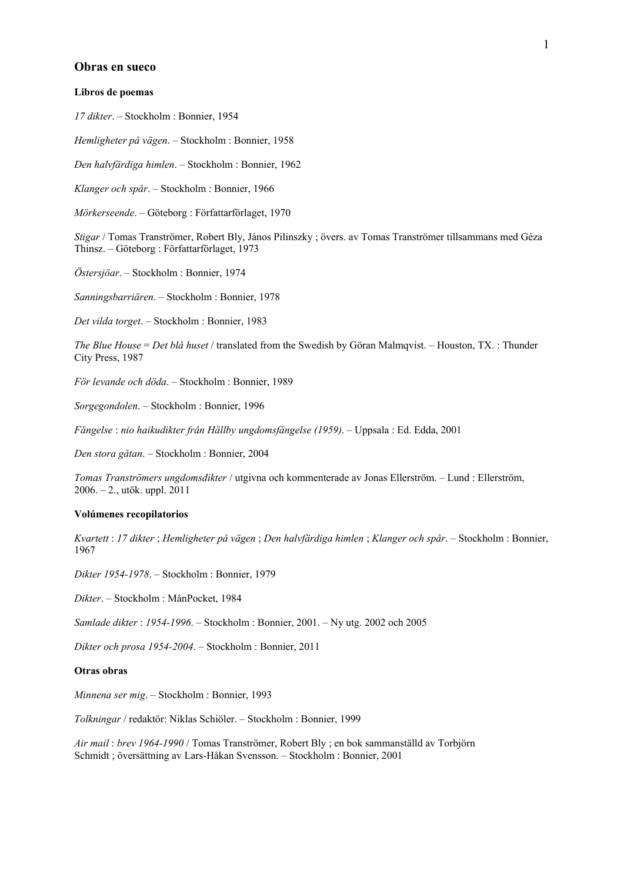## Obras en sueco

### Libros de poemas

*17 dikter*. – Stockholm : Bonnier, 1954

*Hemligheter på vägen*. – Stockholm : Bonnier, 1958

*Den halvfärdiga himlen*. – Stockholm : Bonnier, 1962

*Klanger och spår*. – Stockholm : Bonnier, 1966

*Mörkerseende*. – Göteborg : Författarförlaget, 1970

*Stigar* / Tomas Tranströmer, Robert Bly, János Pilinszky ; övers. av Tomas Tranströmer tillsammans med Géza Thinsz. – Göteborg : Författarförlaget, 1973

*Östersjöar*. – Stockholm : Bonnier, 1974

*Sanningsbarriären*. – Stockholm : Bonnier, 1978

*Det vilda torget*. – Stockholm : Bonnier, 1983

*The Blue House* = *Det blå huset* / translated from the Swedish by Göran Malmqvist. – Houston, TX. : Thunder City Press, 1987

*För levande och döda*. – Stockholm : Bonnier, 1989

*Sorgegondolen*. – Stockholm : Bonnier, 1996

*Fängelse* : *nio haikudikter från Hällby ungdomsfängelse (1959)*. – Uppsala : Ed. Edda, 2001

*Den stora gåtan*. – Stockholm : Bonnier, 2004

*Tomas Tranströmers ungdomsdikter* / utgivna och kommenterade av Jonas Ellerström. – Lund : Ellerström, 2006. – 2., utök. uppl. 2011

### Volúmenes recopilatorios

*Kvartett* : *17 dikter* ; *Hemligheter på vägen* ; *Den halvfärdiga himlen* ; *Klanger och spår*. – Stockholm : Bonnier, 1967

*Dikter 1954-1978*. – Stockholm : Bonnier, 1979

*Dikter*. – Stockholm : MånPocket, 1984

*Samlade dikter* : *1954-1996*. – Stockholm : Bonnier, 2001. – Ny utg. 2002 och 2005

*Dikter och prosa 1954-2004*. – Stockholm : Bonnier, 2011

### Otras obras

*Minnena ser mig*. – Stockholm : Bonnier, 1993

*Tolkningar* / redaktör: Niklas Schiöler. – Stockholm : Bonnier, 1999

*Air mail* : *brev 1964-1990* / Tomas Tranströmer, Robert Bly ; en bok sammanställd av Torbjörn Schmidt ; översättning av Lars-Håkan Svensson. – Stockholm : Bonnier, 2001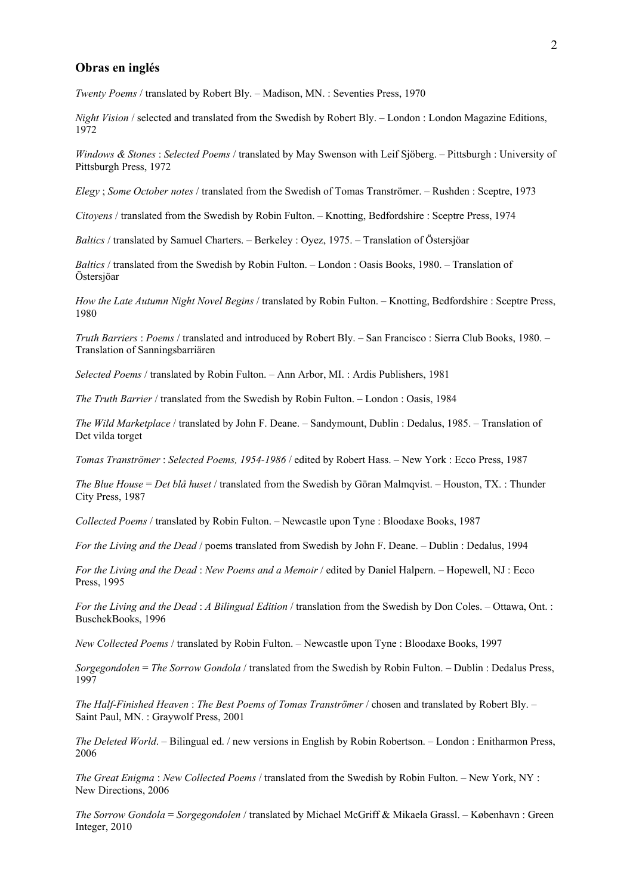## Obras en inglés

*Twenty Poems* / translated by Robert Bly. – Madison, MN. : Seventies Press, 1970

*Night Vision* / selected and translated from the Swedish by Robert Bly. – London : London Magazine Editions, 1972

*Windows & Stones* : *Selected Poems* / translated by May Swenson with Leif Sjöberg. – Pittsburgh : University of Pittsburgh Press, 1972

*Elegy* ; *Some October notes* / translated from the Swedish of Tomas Tranströmer. – Rushden : Sceptre, 1973

*Citoyens* / translated from the Swedish by Robin Fulton. – Knotting, Bedfordshire : Sceptre Press, 1974

*Baltics* / translated by Samuel Charters. – Berkeley : Oyez, 1975. – Translation of Östersjöar

*Baltics* / translated from the Swedish by Robin Fulton. – London : Oasis Books, 1980. – Translation of Östersjöar

*How the Late Autumn Night Novel Begins* / translated by Robin Fulton. – Knotting, Bedfordshire : Sceptre Press, 1980

*Truth Barriers* : *Poems* / translated and introduced by Robert Bly. – San Francisco : Sierra Club Books, 1980. – Translation of Sanningsbarriären

*Selected Poems* / translated by Robin Fulton. – Ann Arbor, MI. : Ardis Publishers, 1981

*The Truth Barrier* / translated from the Swedish by Robin Fulton. – London : Oasis, 1984

*The Wild Marketplace* / translated by John F. Deane. – Sandymount, Dublin : Dedalus, 1985. – Translation of Det vilda torget

*Tomas Tranströmer* : *Selected Poems, 1954-1986* / edited by Robert Hass. – New York : Ecco Press, 1987

*The Blue House* = *Det blå huset* / translated from the Swedish by Göran Malmqvist. – Houston, TX. : Thunder City Press, 1987

*Collected Poems* / translated by Robin Fulton. – Newcastle upon Tyne : Bloodaxe Books, 1987

*For the Living and the Dead* / poems translated from Swedish by John F. Deane. – Dublin : Dedalus, 1994

*For the Living and the Dead* : *New Poems and a Memoir* / edited by Daniel Halpern. – Hopewell, NJ : Ecco Press, 1995

*For the Living and the Dead* : *A Bilingual Edition* / translation from the Swedish by Don Coles. – Ottawa, Ont. : BuschekBooks, 1996

*New Collected Poems* / translated by Robin Fulton. – Newcastle upon Tyne : Bloodaxe Books, 1997

*Sorgegondolen* = *The Sorrow Gondola* / translated from the Swedish by Robin Fulton. – Dublin : Dedalus Press, 1997

*The Half-Finished Heaven* : *The Best Poems of Tomas Tranströmer* / chosen and translated by Robert Bly. – Saint Paul, MN. : Graywolf Press, 2001

*The Deleted World*. – Bilingual ed. / new versions in English by Robin Robertson. – London : Enitharmon Press, 2006

*The Great Enigma* : *New Collected Poems* / translated from the Swedish by Robin Fulton. – New York, NY : New Directions, 2006

*The Sorrow Gondola* = *Sorgegondolen* / translated by Michael McGriff & Mikaela Grassl. – København : Green Integer, 2010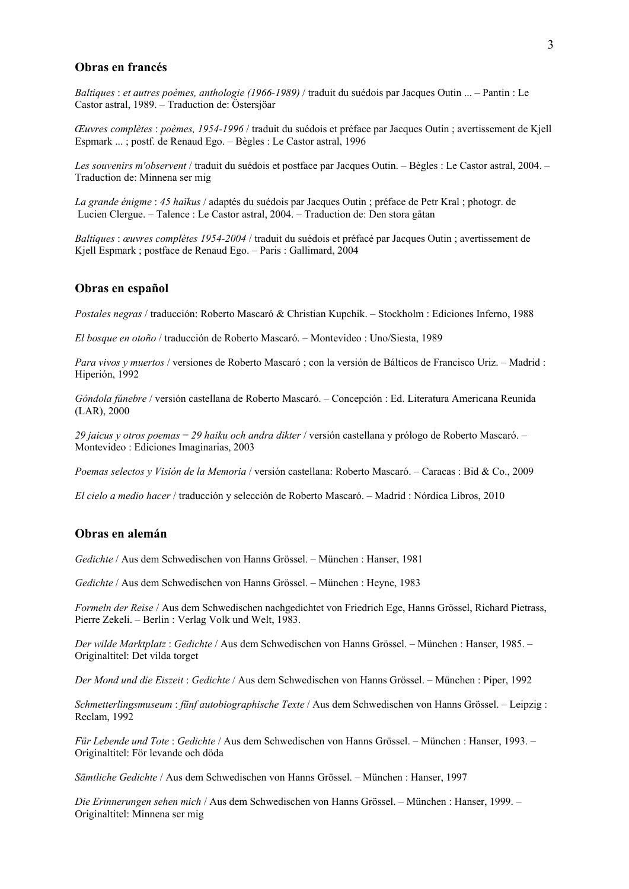### Obras en francés

*Baltiques* : *et autres poèmes, anthologie (1966-1989)* / traduit du suédois par Jacques Outin ... – Pantin : Le Castor astral, 1989. – Traduction de: Östersjöar

*Œuvres complètes* : *poèmes, 1954-1996* / traduit du suédois et préface par Jacques Outin ; avertissement de Kjell Espmark ... ; postf. de Renaud Ego. – Bègles : Le Castor astral, 1996

*Les souvenirs m'observent* / traduit du suédois et postface par Jacques Outin. – Bègles : Le Castor astral, 2004. – Traduction de: Minnena ser mig

*La grande énigme* : *45 haïkus* / adaptés du suédois par Jacques Outin ; préface de Petr Kral ; photogr. de Lucien Clergue. – Talence : Le Castor astral, 2004. – Traduction de: Den stora gåtan

*Baltiques* : *œuvres complètes 1954-2004* / traduit du suédois et préfacé par Jacques Outin ; avertissement de Kjell Espmark ; postface de Renaud Ego. – Paris : Gallimard, 2004

### Obras en español

*Postales negras* / traducción: Roberto Mascaró & Christian Kupchik. – Stockholm : Ediciones Inferno, 1988

*El bosque en otoño* / traducción de Roberto Mascaró. – Montevideo : Uno/Siesta, 1989

*Para vivos y muertos* / versiones de Roberto Mascaró ; con la versión de Bálticos de Francisco Uriz. – Madrid : Hiperión, 1992

*Góndola fúnebre* / versión castellana de Roberto Mascaró. – Concepción : Ed. Literatura Americana Reunida (LAR), 2000

*29 jaicus y otros poemas = 29 haiku och andra dikter* / versión castellana y prólogo de Roberto Mascaró. – Montevideo : Ediciones Imaginarias, 2003

*Poemas selectos y Visión de la Memoria* / versión castellana: Roberto Mascaró. – Caracas : Bid & Co., 2009

*El cielo a medio hacer* / traducción y selección de Roberto Mascaró. – Madrid : Nórdica Libros, 2010

### Obras en alemán

*Gedichte* / Aus dem Schwedischen von Hanns Grössel. – München : Hanser, 1981

*Gedichte* / Aus dem Schwedischen von Hanns Grössel. – München : Heyne, 1983

*Formeln der Reise* / Aus dem Schwedischen nachgedichtet von Friedrich Ege, Hanns Grössel, Richard Pietrass, Pierre Zekeli. – Berlin : Verlag Volk und Welt, 1983.

*Der wilde Marktplatz* : *Gedichte* / Aus dem Schwedischen von Hanns Grössel. – München : Hanser, 1985. – Originaltitel: Det vilda torget

*Der Mond und die Eiszeit* : *Gedichte* / Aus dem Schwedischen von Hanns Grössel. – München : Piper, 1992

*Schmetterlingsmuseum* : *fünf autobiographische Texte* / Aus dem Schwedischen von Hanns Grössel. – Leipzig : Reclam, 1992

*Für Lebende und Tote* : *Gedichte* / Aus dem Schwedischen von Hanns Grössel. – München : Hanser, 1993. – Originaltitel: För levande och döda

*Sämtliche Gedichte* / Aus dem Schwedischen von Hanns Grössel. – München : Hanser, 1997

*Die Erinnerungen sehen mich* / Aus dem Schwedischen von Hanns Grössel. – München : Hanser, 1999. – Originaltitel: Minnena ser mig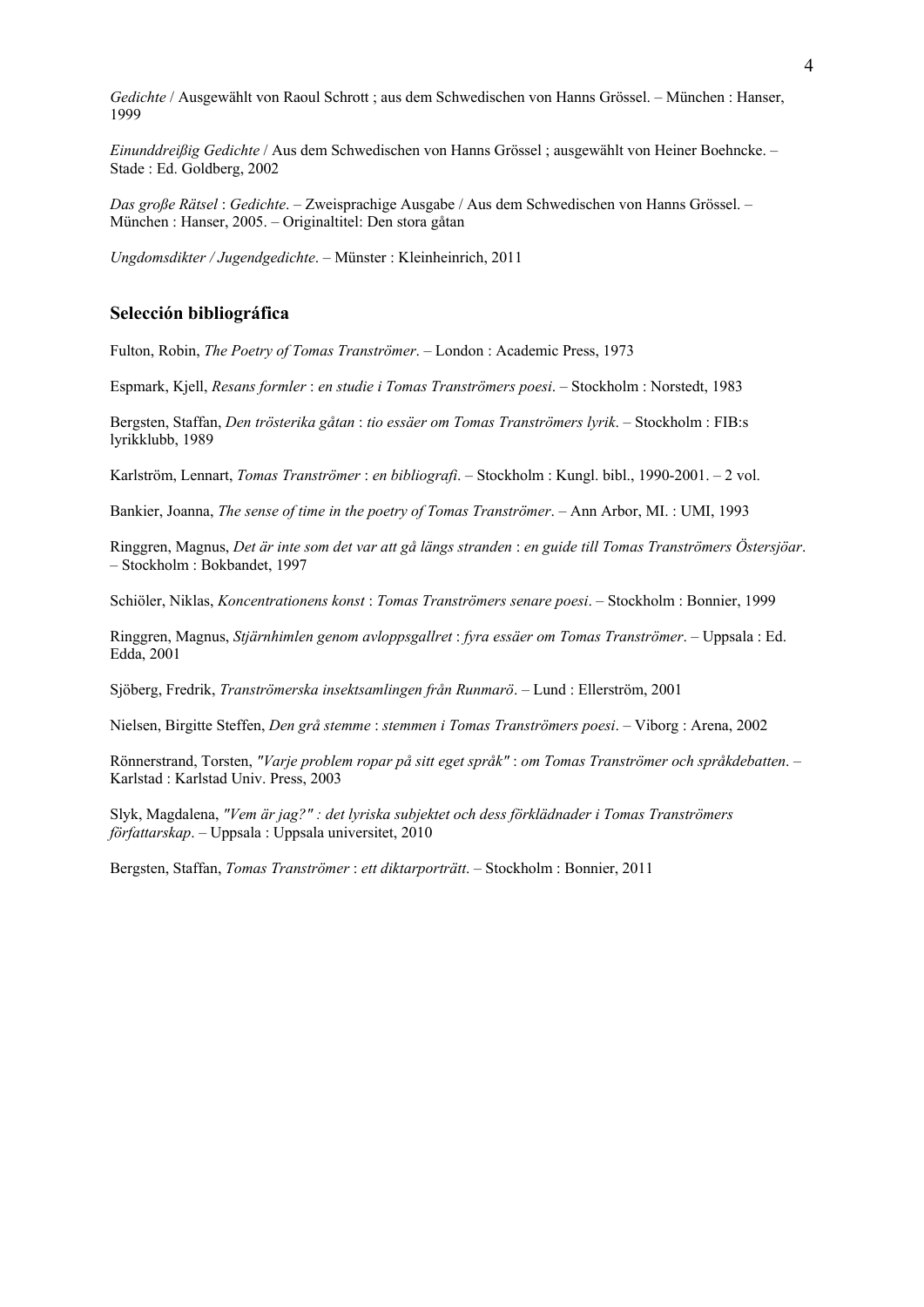*Gedichte* / Ausgewählt von Raoul Schrott ; aus dem Schwedischen von Hanns Grössel. – München : Hanser, 1999

*Einunddreißig Gedichte* / Aus dem Schwedischen von Hanns Grössel ; ausgewählt von Heiner Boehncke. – Stade : Ed. Goldberg, 2002

*Das große Rätsel* : *Gedichte*. – Zweisprachige Ausgabe / Aus dem Schwedischen von Hanns Grössel. – München : Hanser, 2005. – Originaltitel: Den stora gåtan

*Ungdomsdikter / Jugendgedichte*. – Münster : Kleinheinrich, 2011

## Selección bibliográfica

Fulton, Robin, *The Poetry of Tomas Tranströmer*. – London : Academic Press, 1973

Espmark, Kjell, *Resans formler* : *en studie i Tomas Tranströmers poesi*. – Stockholm : Norstedt, 1983

Bergsten, Staffan, *Den trösterika gåtan* : *tio essäer om Tomas Tranströmers lyrik*. – Stockholm : FIB:s lyrikklubb, 1989

Karlström, Lennart, *Tomas Tranströmer* : *en bibliografi*. – Stockholm : Kungl. bibl., 1990-2001. – 2 vol.

Bankier, Joanna, *The sense of time in the poetry of Tomas Tranströmer*. – Ann Arbor, MI. : UMI, 1993

Ringgren, Magnus, *Det är inte som det var att gå längs stranden* : *en guide till Tomas Tranströmers Östersjöar*. – Stockholm : Bokbandet, 1997

Schiöler, Niklas, *Koncentrationens konst* : *Tomas Tranströmers senare poesi*. – Stockholm : Bonnier, 1999

Ringgren, Magnus, *Stjärnhimlen genom avloppsgallret* : *fyra essäer om Tomas Tranströmer*. – Uppsala : Ed. Edda, 2001

Sjöberg, Fredrik, *Tranströmerska insektsamlingen från Runmarö*. – Lund : Ellerström, 2001

Nielsen, Birgitte Steffen, *Den grå stemme* : *stemmen i Tomas Tranströmers poesi*. – Viborg : Arena, 2002

Rönnerstrand, Torsten, *"Varje problem ropar på sitt eget språk"* : *om Tomas Tranströmer och språkdebatten*. – Karlstad : Karlstad Univ. Press, 2003

Slyk, Magdalena, *"Vem är jag?" : det lyriska subjektet och dess förklädnader i Tomas Tranströmers författarskap*. – Uppsala : Uppsala universitet, 2010

Bergsten, Staffan, *Tomas Tranströmer* : *ett diktarporträtt*. – Stockholm : Bonnier, 2011